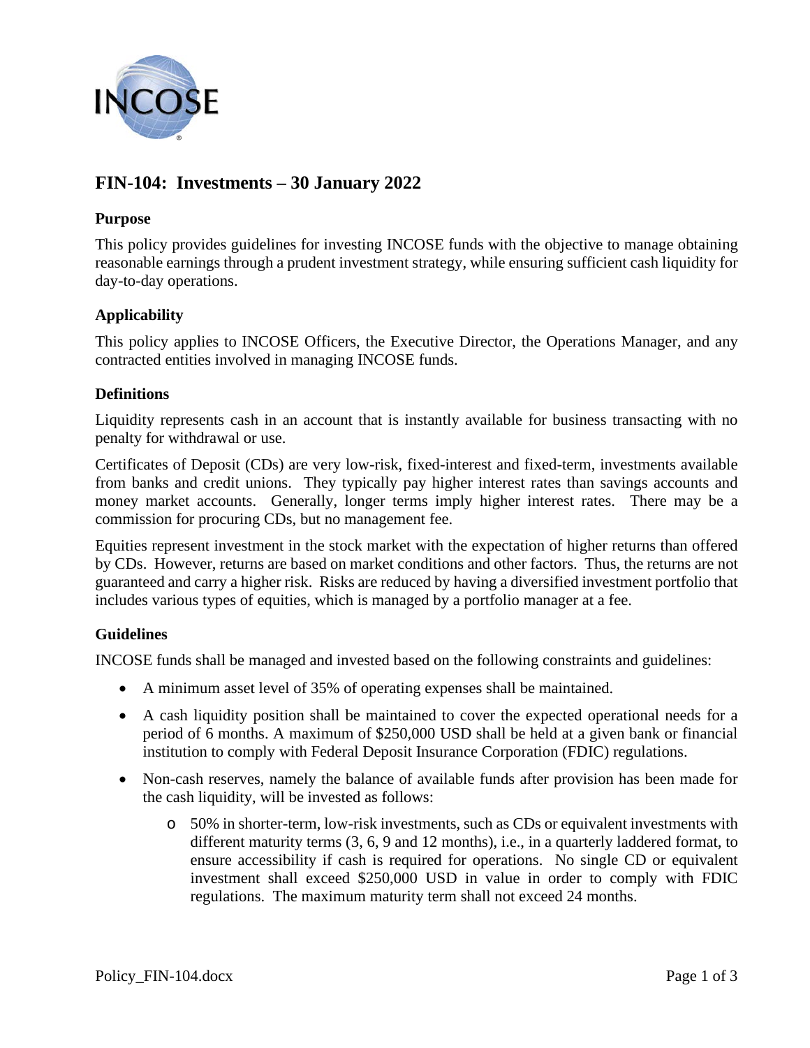# FIN-104: Investments – 30 January 2022

## Purpose

This policy provides guidelines for investing INCOSE funds with the objective to manage obtaining reasonable earnings through a prudent investment strategy, while ensuring sufficient cash liquidity for day-to-day operations.

## Applicability

This policy applies to INCOSE Officers, the Executive Director, the Operations Manager, and any contracted entities involved in managing INCOSE funds.

## Definitions

Liquidity represents cash in an account that is instantly available for business transacting with no penalty for withdrawal or use.

Certificates of Deposit (CDs) are very low-risk, fixed-interest and fixed-term, investments available from banks and credit unions. They typically pay higher interest rates than savings accounts and money market accounts. Generally, longer terms imply higher interest rates. There may be a commission for procuring CDs, but no management fee.

Equities represent investment in the stock market with the expectation of higher returns than offered by CDs. However, returns are based on market conditions and other factors. Thus, the returns are not guaranteed and carry a higher risk. Risks are reduced by having a diversified investment portfolio that includes various types of equities, which is managed by a portfolio manager at a fee.

## Guidelines

INCOSE funds shall be managed and invested based on the following constraints and guidelines:

- A minimum asset level of 35% of operating expenses shall be maintained.
- A cash liquidity position shall be maintained to cover the expected operational needs for a period of 6 months. A maximum of $250,000 USD shall be held at a given bank or financial institution to comply with Federal Deposit Insurance Corporation (FDIC) regulations.
- Non-cash reserves, namely the balance of available funds after provision has been made for the cash liquidity, will be invested as follows:
  - 50% in shorter-term, low-risk investments, such as CDs or equivalent investments with different maturity terms (3, 6, 9 and 12 months), i.e., in a quarterly laddered format, to ensure accessibility if cash is required for operations. No single CD or equivalent investment shall exceed $250,000 USD in value in order to comply with FDIC regulations. The maximum maturity term shall not exceed 24 months.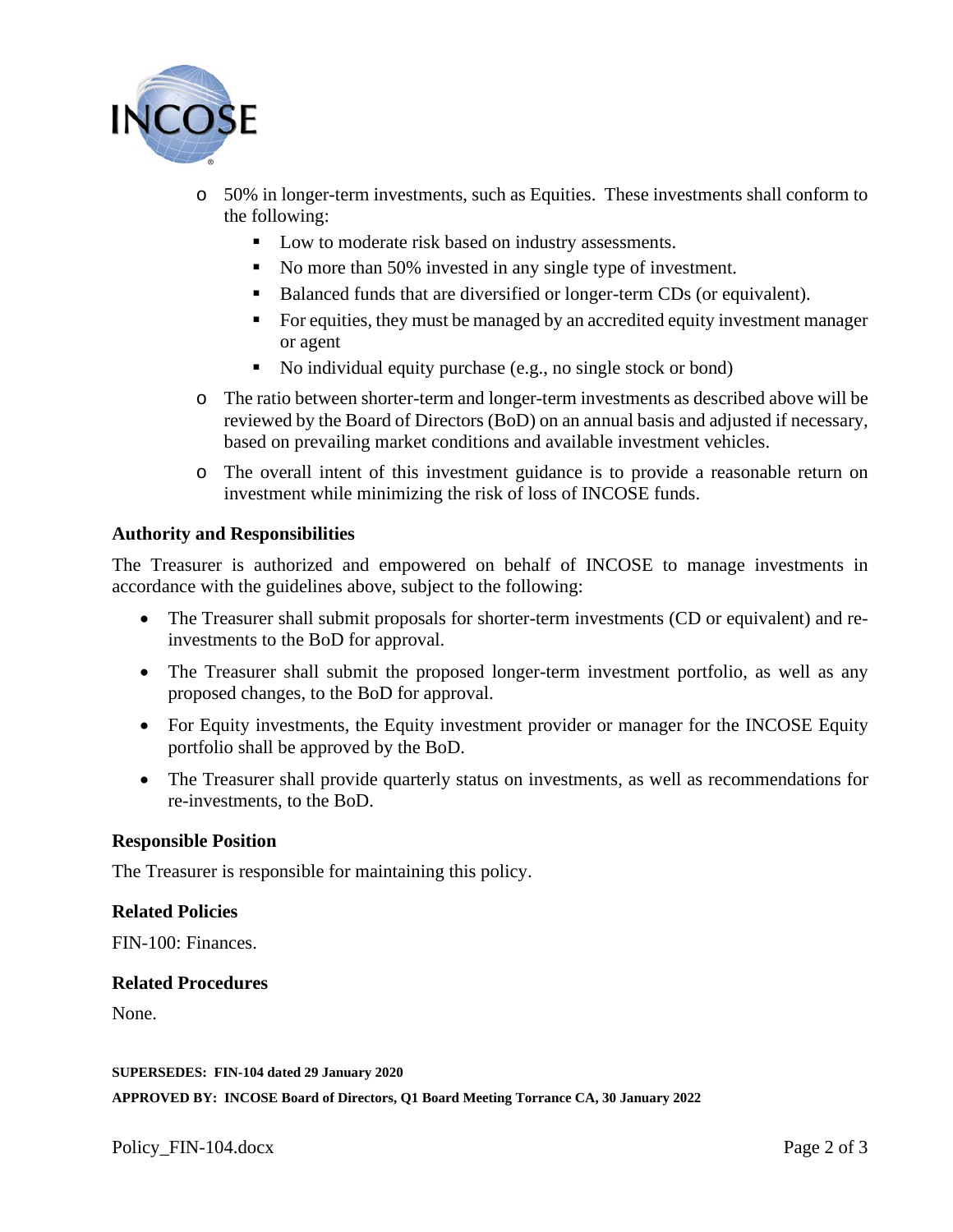- 50% in longer-term investments, such as Equities. These investments shall conform to the following:
  - Low to moderate risk based on industry assessments.
  - No more than 50% invested in any single type of investment.
  - Balanced funds that are diversified or longer-term CDs (or equivalent).
  - For equities, they must be managed by an accredited equity investment manager or agent
  - No individual equity purchase (e.g., no single stock or bond)
- The ratio between shorter-term and longer-term investments as described above will be reviewed by the Board of Directors (BoD) on an annual basis and adjusted if necessary, based on prevailing market conditions and available investment vehicles.
- The overall intent of this investment guidance is to provide a reasonable return on investment while minimizing the risk of loss of INCOSE funds.

### Authority and Responsibilities

The Treasurer is authorized and empowered on behalf of INCOSE to manage investments in accordance with the guidelines above, subject to the following:

- The Treasurer shall submit proposals for shorter-term investments (CD or equivalent) and re-investments to the BoD for approval.
- The Treasurer shall submit the proposed longer-term investment portfolio, as well as any proposed changes, to the BoD for approval.
- For Equity investments, the Equity investment provider or manager for the INCOSE Equity portfolio shall be approved by the BoD.
- The Treasurer shall provide quarterly status on investments, as well as recommendations for re-investments, to the BoD.

### Responsible Position

The Treasurer is responsible for maintaining this policy.

### Related Policies

FIN-100: Finances.

### Related Procedures

None.

**SUPERSEDES: FIN-104 dated 29 January 2020**

**APPROVED BY: INCOSE Board of Directors, Q1 Board Meeting Torrance CA, 30 January 2022**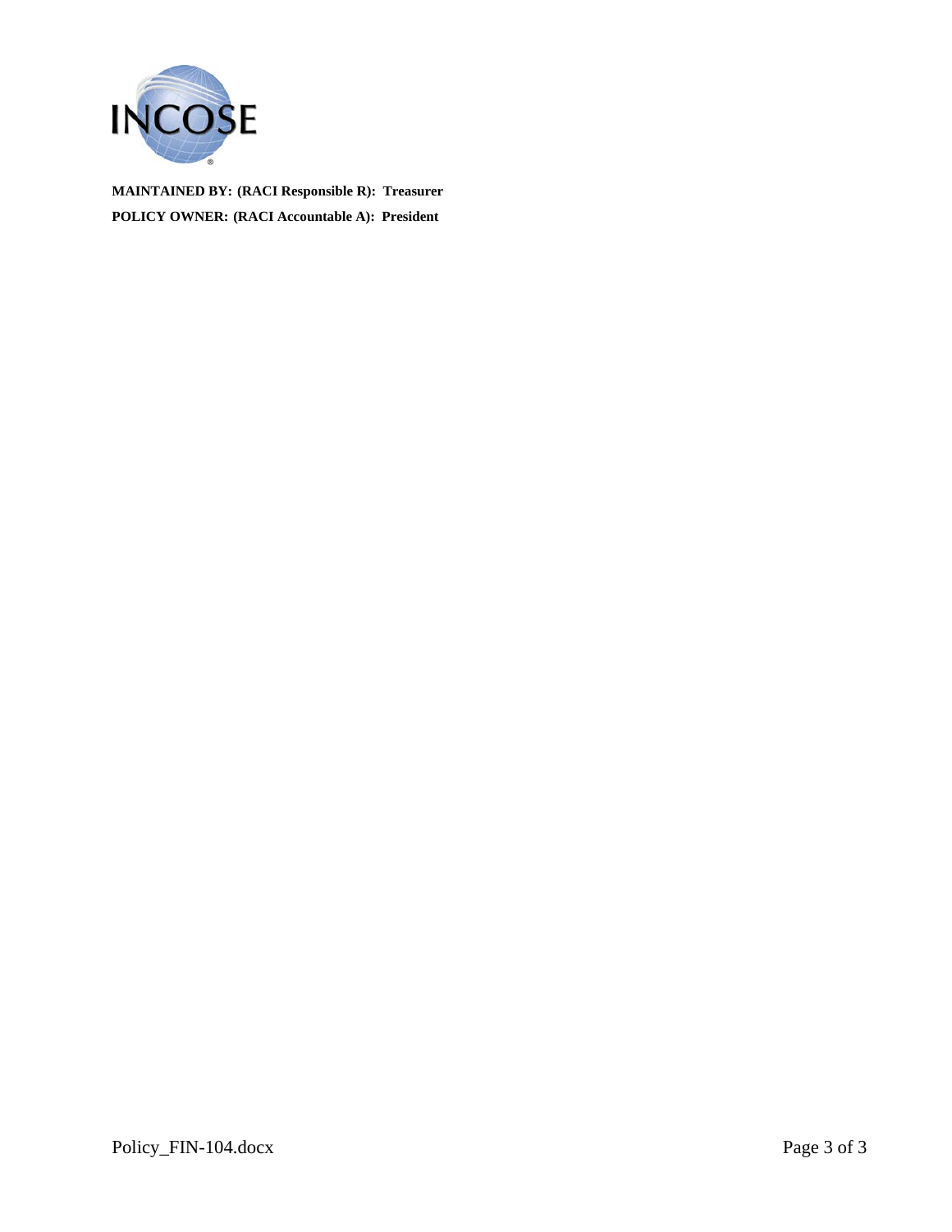**MAINTAINED BY: (RACI Responsible R): Treasurer**

**POLICY OWNER: (RACI Accountable A): President**